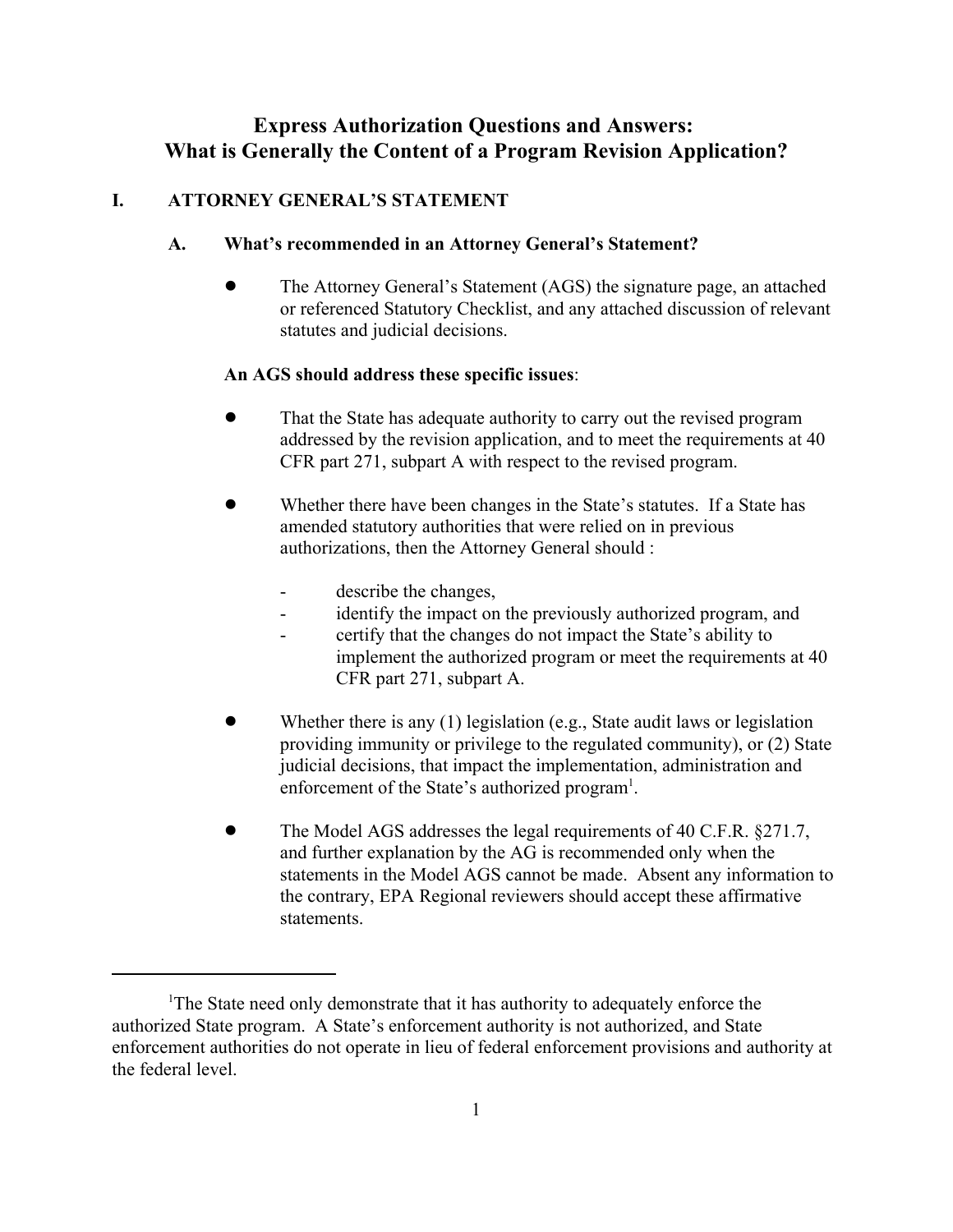# Express Authorization Questions and Answers: What is Generally the Content of a Program Revision Application?

## I. ATTORNEY GENERAL'S STATEMENT

### A. What's recommended in an Attorney General's Statement?

- The Attorney General's Statement (AGS) the signature page, an attached or referenced Statutory Checklist, and any attached discussion of relevant statutes and judicial decisions.

**An AGS should address these specific issues**:

- That the State has adequate authority to carry out the revised program addressed by the revision application, and to meet the requirements at 40 CFR part 271, subpart A with respect to the revised program.

- Whether there have been changes in the State's statutes. If a State has amended statutory authorities that were relied on in previous authorizations, then the Attorney General should :

  - describe the changes,
  - identify the impact on the previously authorized program, and
  - certify that the changes do not impact the State's ability to implement the authorized program or meet the requirements at 40 CFR part 271, subpart A.

- Whether there is any (1) legislation (e.g., State audit laws or legislation providing immunity or privilege to the regulated community), or (2) State judicial decisions, that impact the implementation, administration and enforcement of the State's authorized program[1].

- The Model AGS addresses the legal requirements of 40 C.F.R. §271.7, and further explanation by the AG is recommended only when the statements in the Model AGS cannot be made. Absent any information to the contrary, EPA Regional reviewers should accept these affirmative statements.

---

[1]The State need only demonstrate that it has authority to adequately enforce the authorized State program. A State's enforcement authority is not authorized, and State enforcement authorities do not operate in lieu of federal enforcement provisions and authority at the federal level.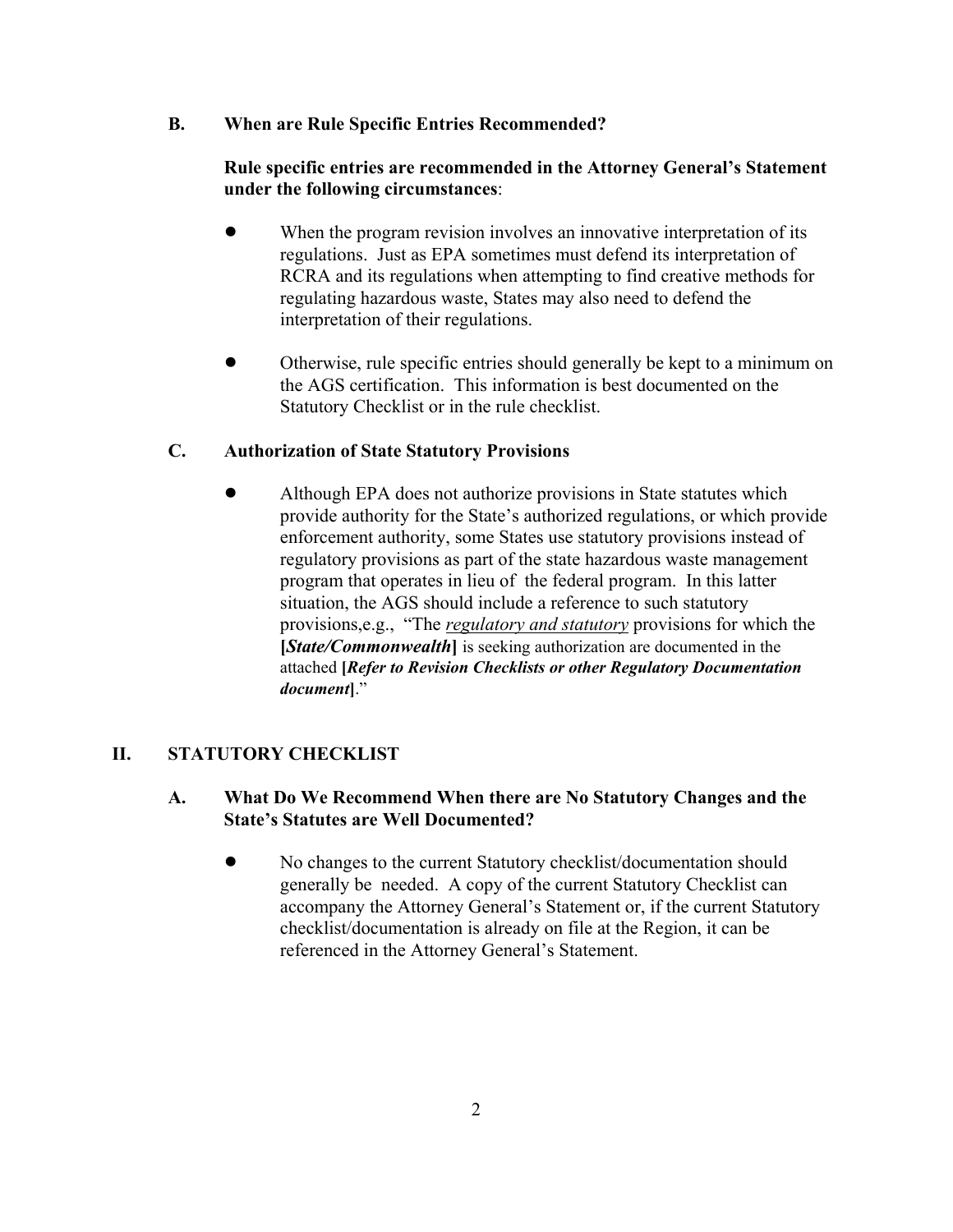### B. When are Rule Specific Entries Recommended?

**Rule specific entries are recommended in the Attorney General's Statement under the following circumstances**:

- When the program revision involves an innovative interpretation of its regulations. Just as EPA sometimes must defend its interpretation of RCRA and its regulations when attempting to find creative methods for regulating hazardous waste, States may also need to defend the interpretation of their regulations.
- Otherwise, rule specific entries should generally be kept to a minimum on the AGS certification. This information is best documented on the Statutory Checklist or in the rule checklist.

### C. Authorization of State Statutory Provisions

- Although EPA does not authorize provisions in State statutes which provide authority for the State's authorized regulations, or which provide enforcement authority, some States use statutory provisions instead of regulatory provisions as part of the state hazardous waste management program that operates in lieu of the federal program. In this latter situation, the AGS should include a reference to such statutory provisions,e.g., "The *regulatory and statutory* provisions for which the **[*State/Commonwealth*]** is seeking authorization are documented in the attached **[*Refer to Revision Checklists or other Regulatory Documentation document*]**."

## II. STATUTORY CHECKLIST

### A. What Do We Recommend When there are No Statutory Changes and the State's Statutes are Well Documented?

- No changes to the current Statutory checklist/documentation should generally be needed. A copy of the current Statutory Checklist can accompany the Attorney General's Statement or, if the current Statutory checklist/documentation is already on file at the Region, it can be referenced in the Attorney General's Statement.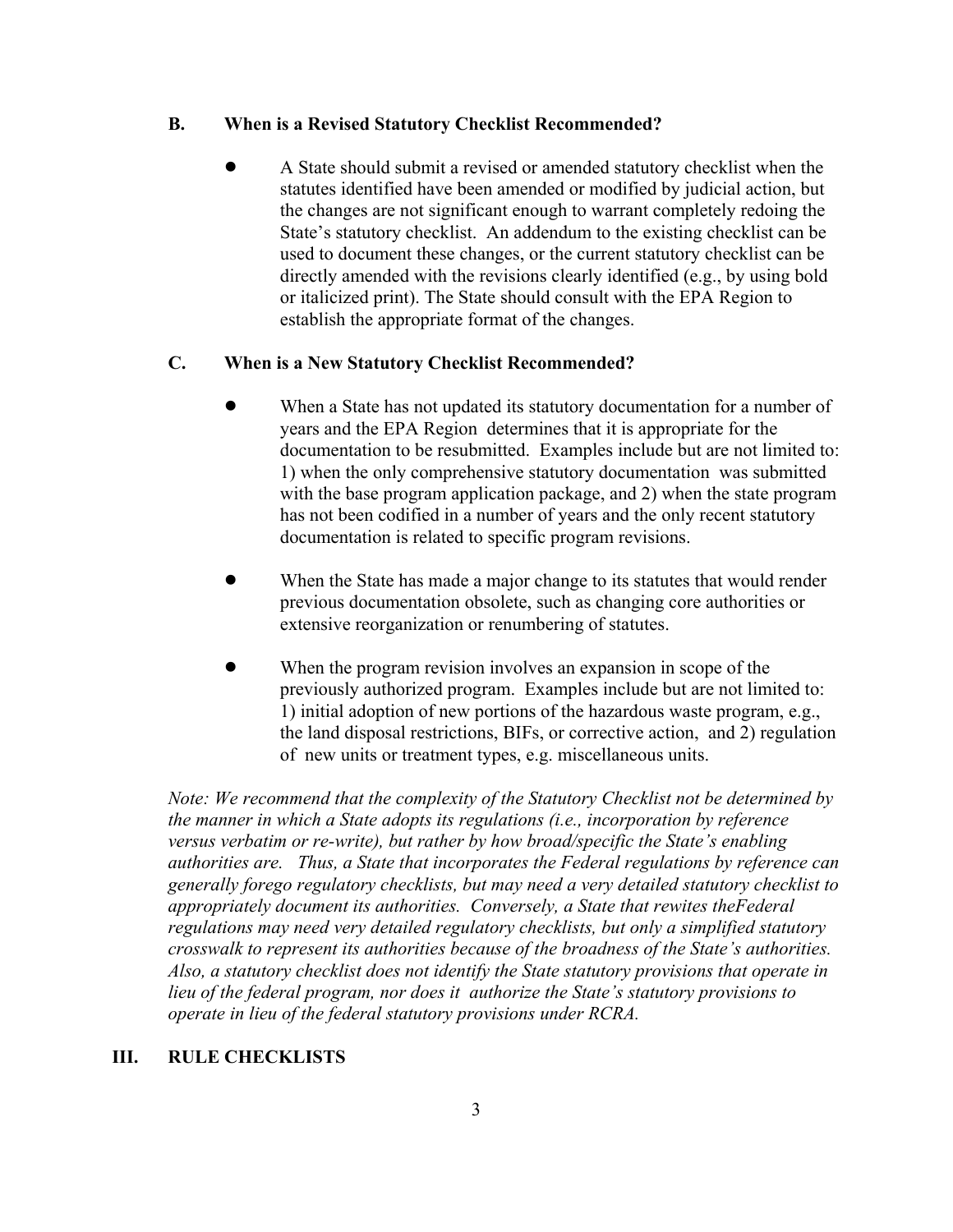### B. When is a Revised Statutory Checklist Recommended?

- A State should submit a revised or amended statutory checklist when the statutes identified have been amended or modified by judicial action, but the changes are not significant enough to warrant completely redoing the State's statutory checklist. An addendum to the existing checklist can be used to document these changes, or the current statutory checklist can be directly amended with the revisions clearly identified (e.g., by using bold or italicized print). The State should consult with the EPA Region to establish the appropriate format of the changes.

### C. When is a New Statutory Checklist Recommended?

- When a State has not updated its statutory documentation for a number of years and the EPA Region determines that it is appropriate for the documentation to be resubmitted. Examples include but are not limited to: 1) when the only comprehensive statutory documentation was submitted with the base program application package, and 2) when the state program has not been codified in a number of years and the only recent statutory documentation is related to specific program revisions.

- When the State has made a major change to its statutes that would render previous documentation obsolete, such as changing core authorities or extensive reorganization or renumbering of statutes.

- When the program revision involves an expansion in scope of the previously authorized program. Examples include but are not limited to: 1) initial adoption of new portions of the hazardous waste program, e.g., the land disposal restrictions, BIFs, or corrective action, and 2) regulation of new units or treatment types, e.g. miscellaneous units.

*Note: We recommend that the complexity of the Statutory Checklist not be determined by the manner in which a State adopts its regulations (i.e., incorporation by reference versus verbatim or re-write), but rather by how broad/specific the State's enabling authorities are. Thus, a State that incorporates the Federal regulations by reference can generally forego regulatory checklists, but may need a very detailed statutory checklist to appropriately document its authorities. Conversely, a State that rewites theFederal regulations may need very detailed regulatory checklists, but only a simplified statutory crosswalk to represent its authorities because of the broadness of the State's authorities. Also, a statutory checklist does not identify the State statutory provisions that operate in lieu of the federal program, nor does it authorize the State's statutory provisions to operate in lieu of the federal statutory provisions under RCRA.*

## III. RULE CHECKLISTS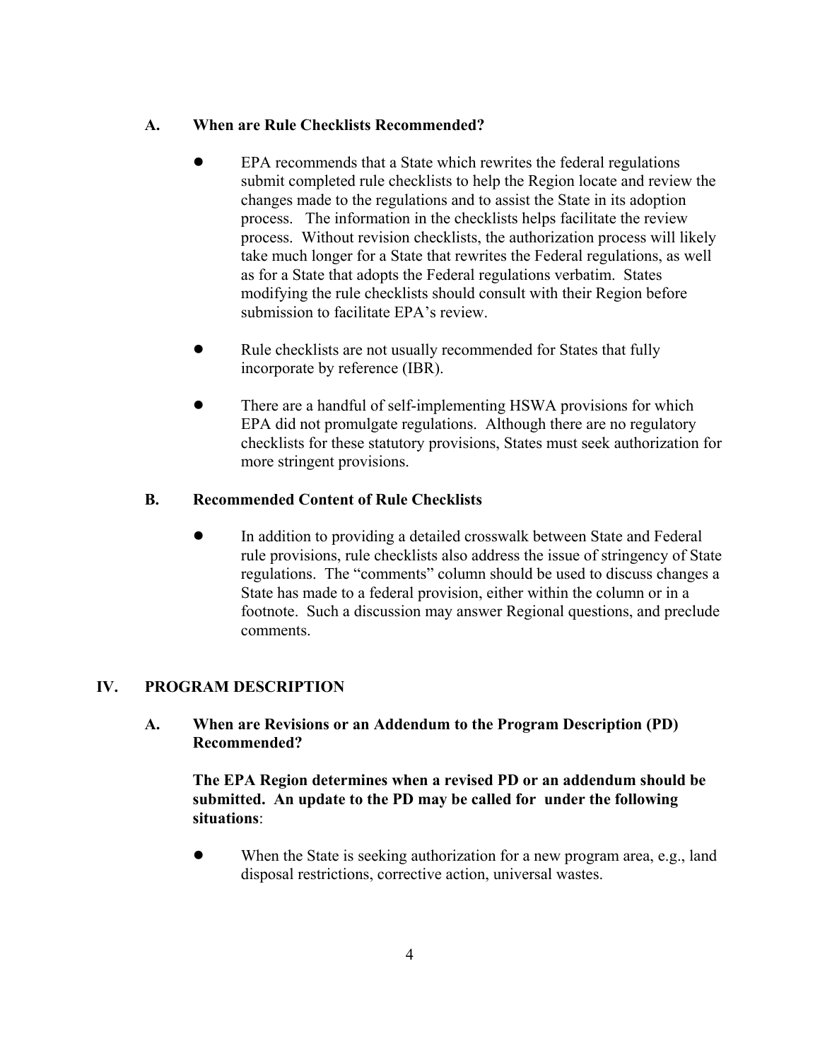### A. When are Rule Checklists Recommended?

- EPA recommends that a State which rewrites the federal regulations submit completed rule checklists to help the Region locate and review the changes made to the regulations and to assist the State in its adoption process. The information in the checklists helps facilitate the review process. Without revision checklists, the authorization process will likely take much longer for a State that rewrites the Federal regulations, as well as for a State that adopts the Federal regulations verbatim. States modifying the rule checklists should consult with their Region before submission to facilitate EPA's review.
- Rule checklists are not usually recommended for States that fully incorporate by reference (IBR).
- There are a handful of self-implementing HSWA provisions for which EPA did not promulgate regulations. Although there are no regulatory checklists for these statutory provisions, States must seek authorization for more stringent provisions.

### B. Recommended Content of Rule Checklists

- In addition to providing a detailed crosswalk between State and Federal rule provisions, rule checklists also address the issue of stringency of State regulations. The "comments" column should be used to discuss changes a State has made to a federal provision, either within the column or in a footnote. Such a discussion may answer Regional questions, and preclude comments.

## IV. PROGRAM DESCRIPTION

### A. When are Revisions or an Addendum to the Program Description (PD) Recommended?

**The EPA Region determines when a revised PD or an addendum should be submitted. An update to the PD may be called for under the following situations**:

- When the State is seeking authorization for a new program area, e.g., land disposal restrictions, corrective action, universal wastes.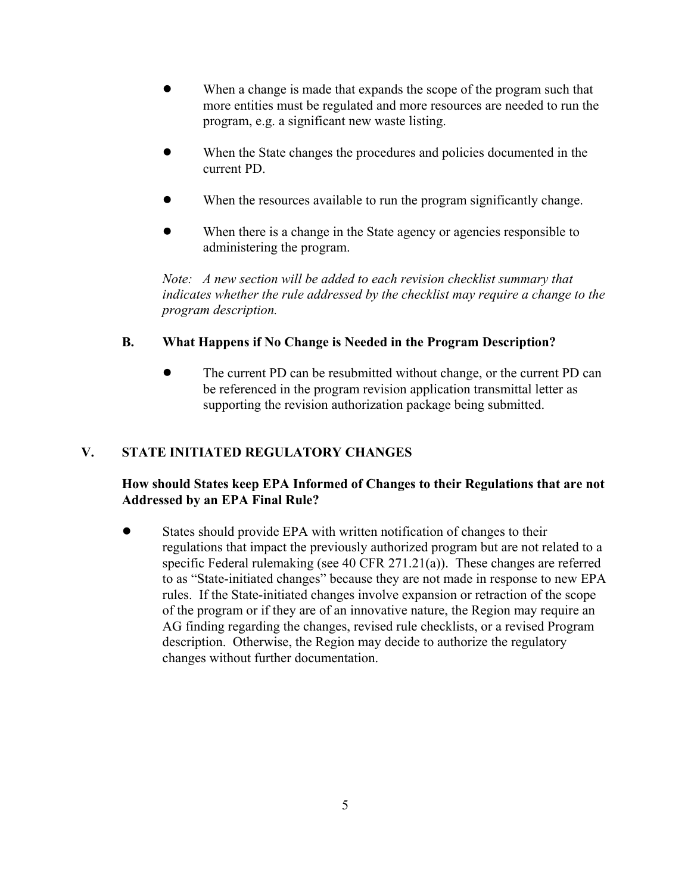- When a change is made that expands the scope of the program such that more entities must be regulated and more resources are needed to run the program, e.g. a significant new waste listing.

- When the State changes the procedures and policies documented in the current PD.

- When the resources available to run the program significantly change.

- When there is a change in the State agency or agencies responsible to administering the program.

*Note: A new section will be added to each revision checklist summary that indicates whether the rule addressed by the checklist may require a change to the program description.*

### B. What Happens if No Change is Needed in the Program Description?

- The current PD can be resubmitted without change, or the current PD can be referenced in the program revision application transmittal letter as supporting the revision authorization package being submitted.

## V. STATE INITIATED REGULATORY CHANGES

### How should States keep EPA Informed of Changes to their Regulations that are not Addressed by an EPA Final Rule?

- States should provide EPA with written notification of changes to their regulations that impact the previously authorized program but are not related to a specific Federal rulemaking (see 40 CFR 271.21(a)). These changes are referred to as "State-initiated changes" because they are not made in response to new EPA rules. If the State-initiated changes involve expansion or retraction of the scope of the program or if they are of an innovative nature, the Region may require an AG finding regarding the changes, revised rule checklists, or a revised Program description. Otherwise, the Region may decide to authorize the regulatory changes without further documentation.